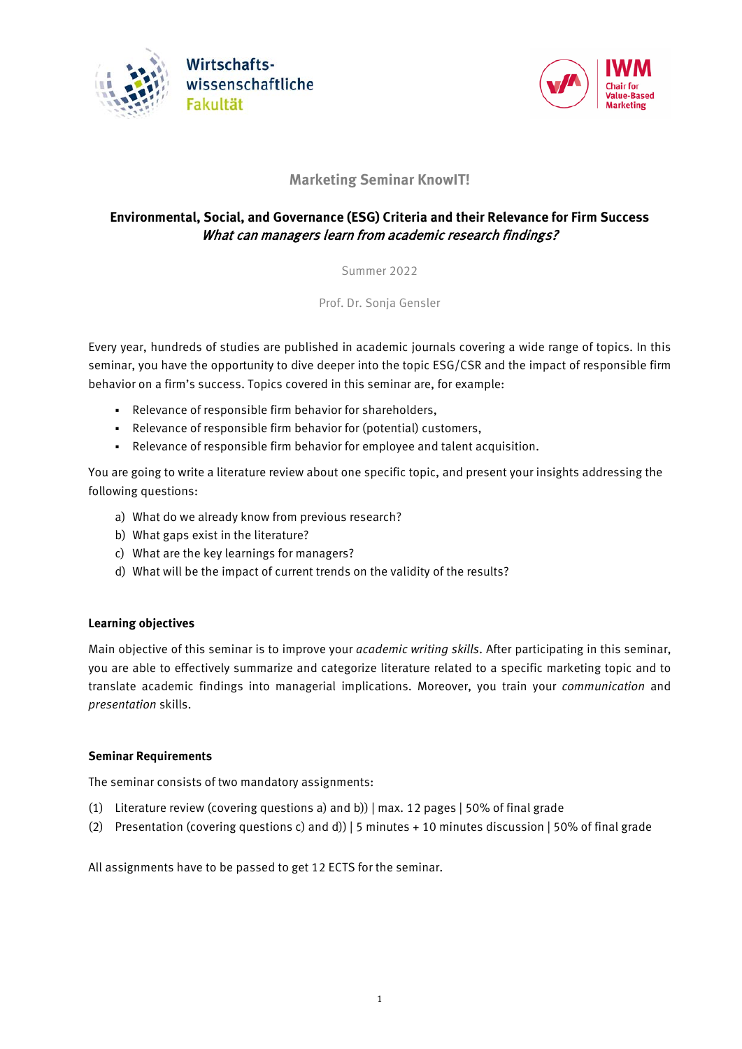Wirtschafts-
wissenschaftliche
Fakultät

IWM
Chair for
Value-Based
Marketing

# Marketing Seminar KnowIT!

## Environmental, Social, and Governance (ESG) Criteria and their Relevance for Firm Success

*What can managers learn from academic research findings?*

Summer 2022

Prof. Dr. Sonja Gensler

Every year, hundreds of studies are published in academic journals covering a wide range of topics. In this seminar, you have the opportunity to dive deeper into the topic ESG/CSR and the impact of responsible firm behavior on a firm's success. Topics covered in this seminar are, for example:

- Relevance of responsible firm behavior for shareholders,
- Relevance of responsible firm behavior for (potential) customers,
- Relevance of responsible firm behavior for employee and talent acquisition.

You are going to write a literature review about one specific topic, and present your insights addressing the following questions:

a) What do we already know from previous research?
b) What gaps exist in the literature?
c) What are the key learnings for managers?
d) What will be the impact of current trends on the validity of the results?

### Learning objectives

Main objective of this seminar is to improve your *academic writing skills*. After participating in this seminar, you are able to effectively summarize and categorize literature related to a specific marketing topic and to translate academic findings into managerial implications. Moreover, you train your *communication* and *presentation* skills.

### Seminar Requirements

The seminar consists of two mandatory assignments:

(1) Literature review (covering questions a) and b)) | max. 12 pages | 50% of final grade
(2) Presentation (covering questions c) and d)) | 5 minutes + 10 minutes discussion | 50% of final grade

All assignments have to be passed to get 12 ECTS for the seminar.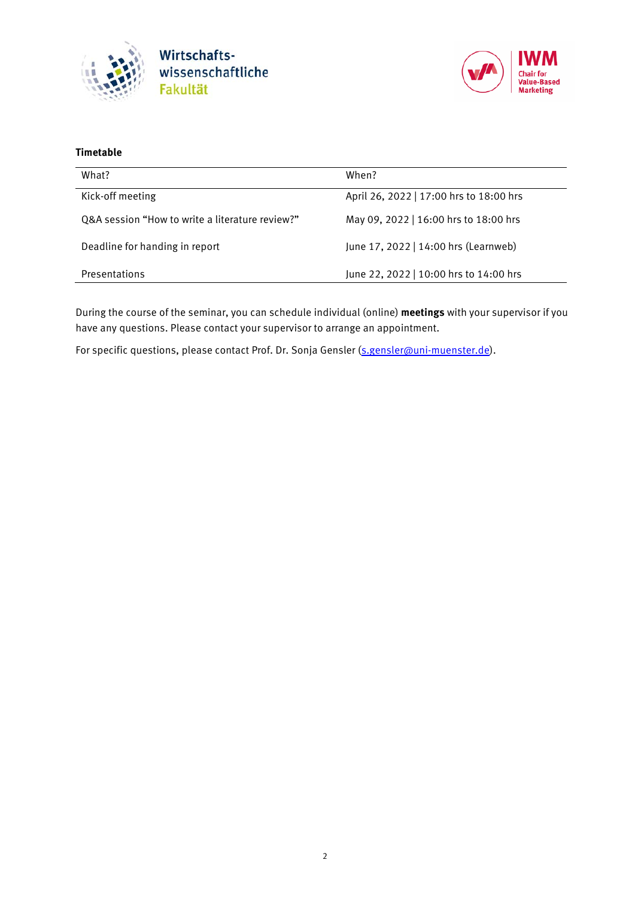**Timetable**

| What? | When? |
| --- | --- |
| Kick-off meeting | April 26, 2022 \| 17:00 hrs to 18:00 hrs |
| Q&A session "How to write a literature review?" | May 09, 2022 \| 16:00 hrs to 18:00 hrs |
| Deadline for handing in report | June 17, 2022 \| 14:00 hrs (Learnweb) |
| Presentations | June 22, 2022 \| 10:00 hrs to 14:00 hrs |

During the course of the seminar, you can schedule individual (online) **meetings** with your supervisor if you have any questions. Please contact your supervisor to arrange an appointment.

For specific questions, please contact Prof. Dr. Sonja Gensler (s.gensler@uni-muenster.de).